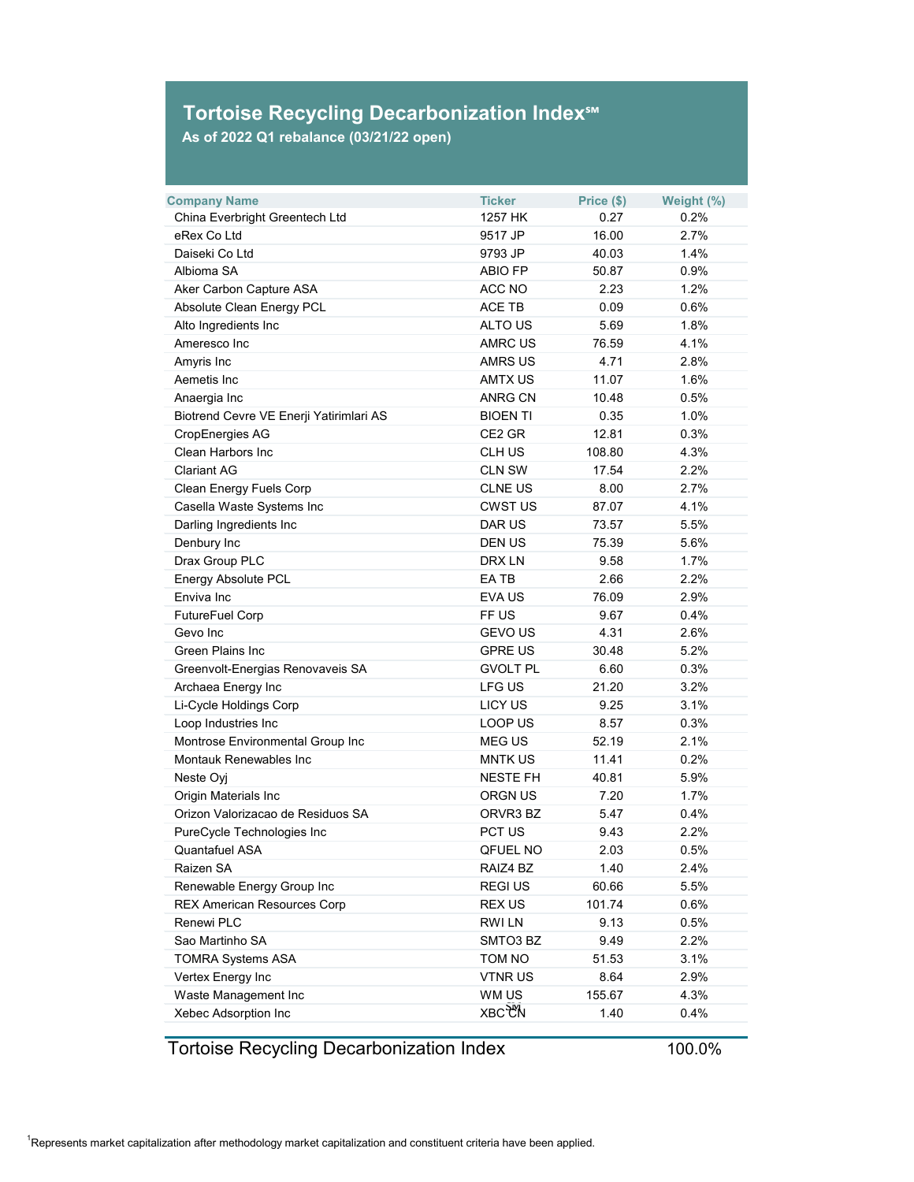# Tortoise Recycling Decarbonization Index℠

**As of 2022 Q1 rebalance (03/21/22 open)**

| Company Name | Ticker | Price ($) | Weight (%) |
|---|---|---|---|
| China Everbright Greentech Ltd | 1257 HK | 0.27 | 0.2% |
| eRex Co Ltd | 9517 JP | 16.00 | 2.7% |
| Daiseki Co Ltd | 9793 JP | 40.03 | 1.4% |
| Albioma SA | ABIO FP | 50.87 | 0.9% |
| Aker Carbon Capture ASA | ACC NO | 2.23 | 1.2% |
| Absolute Clean Energy PCL | ACE TB | 0.09 | 0.6% |
| Alto Ingredients Inc | ALTO US | 5.69 | 1.8% |
| Ameresco Inc | AMRC US | 76.59 | 4.1% |
| Amyris Inc | AMRS US | 4.71 | 2.8% |
| Aemetis Inc | AMTX US | 11.07 | 1.6% |
| Anaergia Inc | ANRG CN | 10.48 | 0.5% |
| Biotrend Cevre VE Enerji Yatirimlari AS | BIOEN TI | 0.35 | 1.0% |
| CropEnergies AG | CE2 GR | 12.81 | 0.3% |
| Clean Harbors Inc | CLH US | 108.80 | 4.3% |
| Clariant AG | CLN SW | 17.54 | 2.2% |
| Clean Energy Fuels Corp | CLNE US | 8.00 | 2.7% |
| Casella Waste Systems Inc | CWST US | 87.07 | 4.1% |
| Darling Ingredients Inc | DAR US | 73.57 | 5.5% |
| Denbury Inc | DEN US | 75.39 | 5.6% |
| Drax Group PLC | DRX LN | 9.58 | 1.7% |
| Energy Absolute PCL | EA TB | 2.66 | 2.2% |
| Enviva Inc | EVA US | 76.09 | 2.9% |
| FutureFuel Corp | FF US | 9.67 | 0.4% |
| Gevo Inc | GEVO US | 4.31 | 2.6% |
| Green Plains Inc | GPRE US | 30.48 | 5.2% |
| Greenvolt-Energias Renovaveis SA | GVOLT PL | 6.60 | 0.3% |
| Archaea Energy Inc | LFG US | 21.20 | 3.2% |
| Li-Cycle Holdings Corp | LICY US | 9.25 | 3.1% |
| Loop Industries Inc | LOOP US | 8.57 | 0.3% |
| Montrose Environmental Group Inc | MEG US | 52.19 | 2.1% |
| Montauk Renewables Inc | MNTK US | 11.41 | 0.2% |
| Neste Oyj | NESTE FH | 40.81 | 5.9% |
| Origin Materials Inc | ORGN US | 7.20 | 1.7% |
| Orizon Valorizacao de Residuos SA | ORVR3 BZ | 5.47 | 0.4% |
| PureCycle Technologies Inc | PCT US | 9.43 | 2.2% |
| Quantafuel ASA | QFUEL NO | 2.03 | 0.5% |
| Raizen SA | RAIZ4 BZ | 1.40 | 2.4% |
| Renewable Energy Group Inc | REGI US | 60.66 | 5.5% |
| REX American Resources Corp | REX US | 101.74 | 0.6% |
| Renewi PLC | RWI LN | 9.13 | 0.5% |
| Sao Martinho SA | SMTO3 BZ | 9.49 | 2.2% |
| TOMRA Systems ASA | TOM NO | 51.53 | 3.1% |
| Vertex Energy Inc | VTNR US | 8.64 | 2.9% |
| Waste Management Inc | WM US | 155.67 | 4.3% |
| Xebec Adsorption Inc | XBC CN | 1.40 | 0.4% |
| **Tortoise Recycling Decarbonization Index** | | | **100.0%** |

[1]Represents market capitalization after methodology market capitalization and constituent criteria have been applied.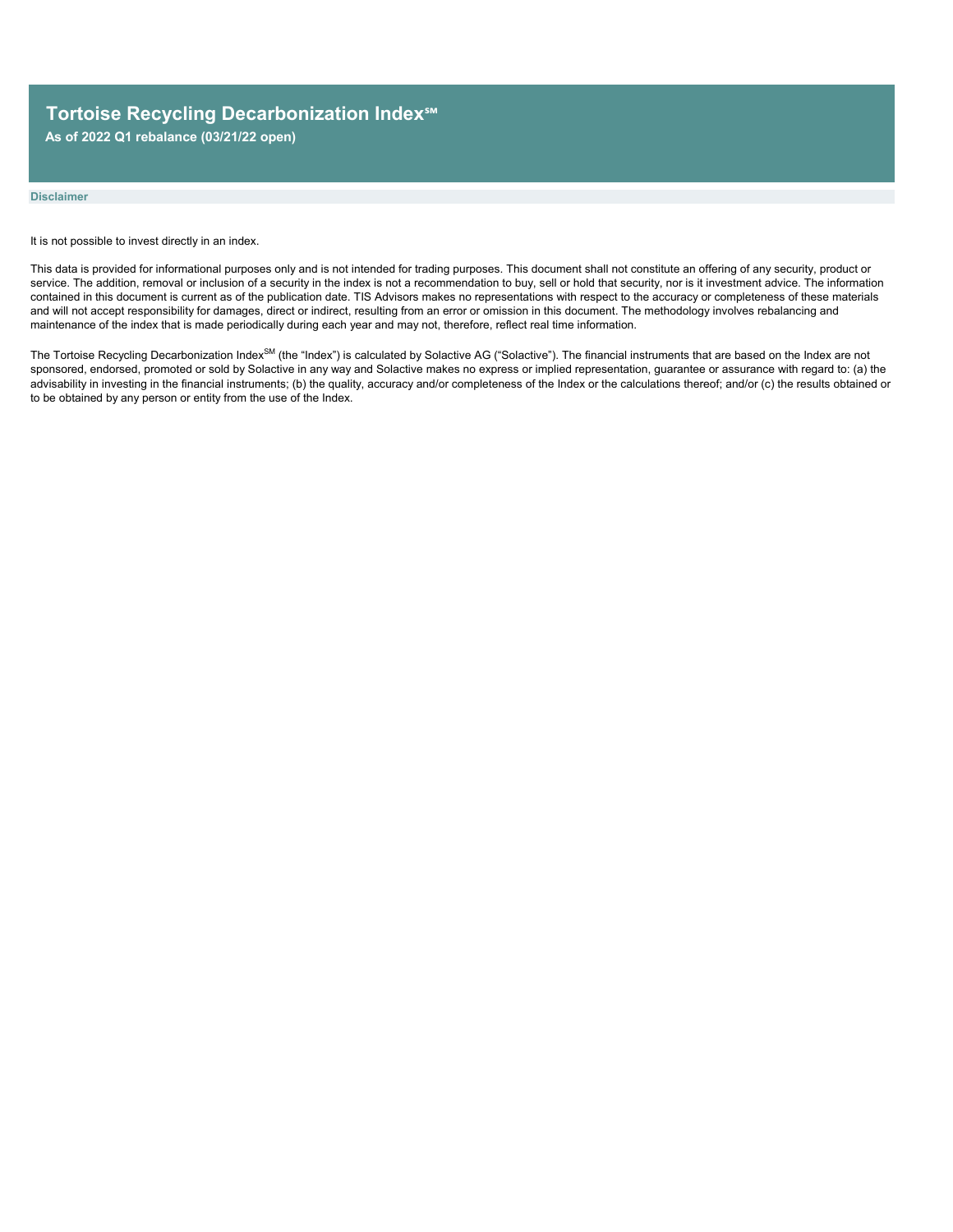# Tortoise Recycling Decarbonization Index℠

**As of 2022 Q1 rebalance (03/21/22 open)**

## Disclaimer

It is not possible to invest directly in an index.

This data is provided for informational purposes only and is not intended for trading purposes. This document shall not constitute an offering of any security, product or service. The addition, removal or inclusion of a security in the index is not a recommendation to buy, sell or hold that security, nor is it investment advice. The information contained in this document is current as of the publication date. TIS Advisors makes no representations with respect to the accuracy or completeness of these materials and will not accept responsibility for damages, direct or indirect, resulting from an error or omission in this document. The methodology involves rebalancing and maintenance of the index that is made periodically during each year and may not, therefore, reflect real time information.

The Tortoise Recycling Decarbonization Index℠ (the "Index") is calculated by Solactive AG ("Solactive"). The financial instruments that are based on the Index are not sponsored, endorsed, promoted or sold by Solactive in any way and Solactive makes no express or implied representation, guarantee or assurance with regard to: (a) the advisability in investing in the financial instruments; (b) the quality, accuracy and/or completeness of the Index or the calculations thereof; and/or (c) the results obtained or to be obtained by any person or entity from the use of the Index.